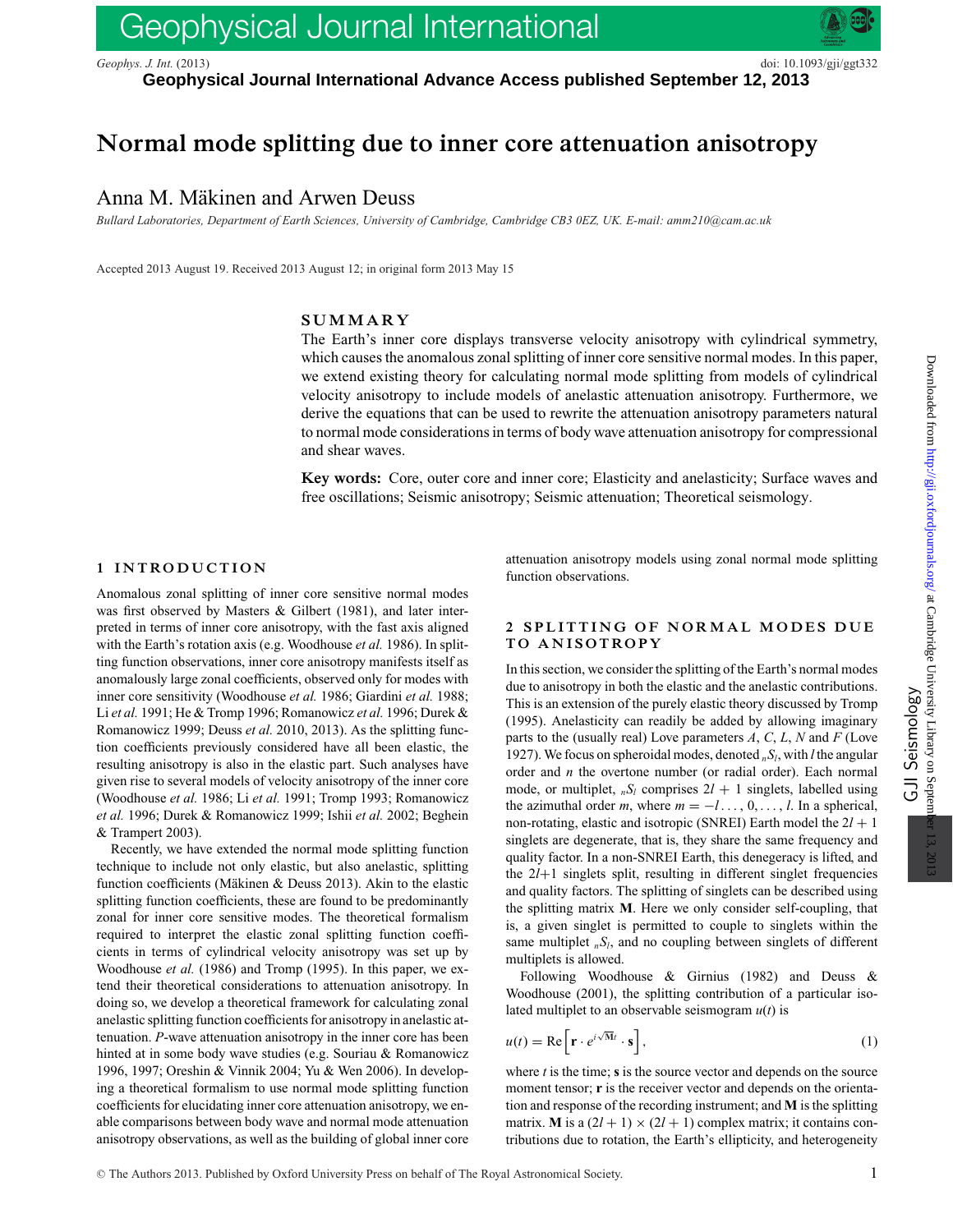# Normal mode splitting due to inner core attenuation anisotropy

Anna M. Mäkinen and Arwen Deuss

*Bullard Laboratories, Department of Earth Sciences, University of Cambridge, Cambridge CB3 0EZ, UK. E-mail: amm210@cam.ac.uk*

Accepted 2013 August 19. Received 2013 August 12; in original form 2013 May 15

## SUMMARY

The Earth's inner core displays transverse velocity anisotropy with cylindrical symmetry, which causes the anomalous zonal splitting of inner core sensitive normal modes. In this paper, we extend existing theory for calculating normal mode splitting from models of cylindrical velocity anisotropy to include models of anelastic attenuation anisotropy. Furthermore, we derive the equations that can be used to rewrite the attenuation anisotropy parameters natural to normal mode considerations in terms of body wave attenuation anisotropy for compressional and shear waves.

**Key words:** Core, outer core and inner core; Elasticity and anelasticity; Surface waves and free oscillations; Seismic anisotropy; Seismic attenuation; Theoretical seismology.

## 1 INTRODUCTION

Anomalous zonal splitting of inner core sensitive normal modes was first observed by Masters & Gilbert (1981), and later interpreted in terms of inner core anisotropy, with the fast axis aligned with the Earth's rotation axis (e.g. Woodhouse *et al.* 1986). In splitting function observations, inner core anisotropy manifests itself as anomalously large zonal coefficients, observed only for modes with inner core sensitivity (Woodhouse *et al.* 1986; Giardini *et al.* 1988; Li *et al.* 1991; He & Tromp 1996; Romanowicz *et al.* 1996; Durek & Romanowicz 1999; Deuss *et al.* 2010, 2013). As the splitting function coefficients previously considered have all been elastic, the resulting anisotropy is also in the elastic part. Such analyses have given rise to several models of velocity anisotropy of the inner core (Woodhouse *et al.* 1986; Li *et al.* 1991; Tromp 1993; Romanowicz *et al.* 1996; Durek & Romanowicz 1999; Ishii *et al.* 2002; Beghein & Trampert 2003).

Recently, we have extended the normal mode splitting function technique to include not only elastic, but also anelastic, splitting function coefficients (Mäkinen & Deuss 2013). Akin to the elastic splitting function coefficients, these are found to be predominantly zonal for inner core sensitive modes. The theoretical formalism required to interpret the elastic zonal splitting function coefficients in terms of cylindrical velocity anisotropy was set up by Woodhouse *et al.* (1986) and Tromp (1995). In this paper, we extend their theoretical considerations to attenuation anisotropy. In doing so, we develop a theoretical framework for calculating zonal anelastic splitting function coefficients for anisotropy in anelastic attenuation. *P*-wave attenuation anisotropy in the inner core has been hinted at in some body wave studies (e.g. Souriau & Romanowicz 1996, 1997; Oreshin & Vinnik 2004; Yu & Wen 2006). In developing a theoretical formalism to use normal mode splitting function coefficients for elucidating inner core attenuation anisotropy, we enable comparisons between body wave and normal mode attenuation anisotropy observations, as well as the building of global inner core attenuation anisotropy models using zonal normal mode splitting function observations.

## 2 SPLITTING OF NORMAL MODES DUE TO ANISOTROPY

In this section, we consider the splitting of the Earth's normal modes due to anisotropy in both the elastic and the anelastic contributions. This is an extension of the purely elastic theory discussed by Tromp (1995). Anelasticity can readily be added by allowing imaginary parts to the (usually real) Love parameters *A*, *C*, *L*, *N* and *F* (Love 1927). We focus on spheroidal modes, denoted ${}_nS_l$, with *l* the angular order and *n* the overtone number (or radial order). Each normal mode, or multiplet, ${}_nS_l$ comprises $2l + 1$ singlets, labelled using the azimuthal order *m*, where $m = -l \ldots, 0, \ldots, l$. In a spherical, non-rotating, elastic and isotropic (SNREI) Earth model the $2l + 1$ singlets are degenerate, that is, they share the same frequency and quality factor. In a non-SNREI Earth, this denegeracy is lifted, and the $2l+1$ singlets split, resulting in different singlet frequencies and quality factors. The splitting of singlets can be described using the splitting matrix **M**. Here we only consider self-coupling, that is, a given singlet is permitted to couple to singlets within the same multiplet ${}_nS_l$, and no coupling between singlets of different multiplets is allowed.

Following Woodhouse & Girnius (1982) and Deuss & Woodhouse (2001), the splitting contribution of a particular isolated multiplet to an observable seismogram $u(t)$ is

$$u(t) = \mathrm{Re}\left[\mathbf{r} \cdot e^{i\sqrt{\mathbf{M}}t} \cdot \mathbf{s}\right], \tag{1}$$

where *t* is the time; **s** is the source vector and depends on the source moment tensor; **r** is the receiver vector and depends on the orientation and response of the recording instrument; and **M** is the splitting matrix. **M** is a $(2l + 1) \times (2l + 1)$ complex matrix; it contains contributions due to rotation, the Earth's ellipticity, and heterogeneity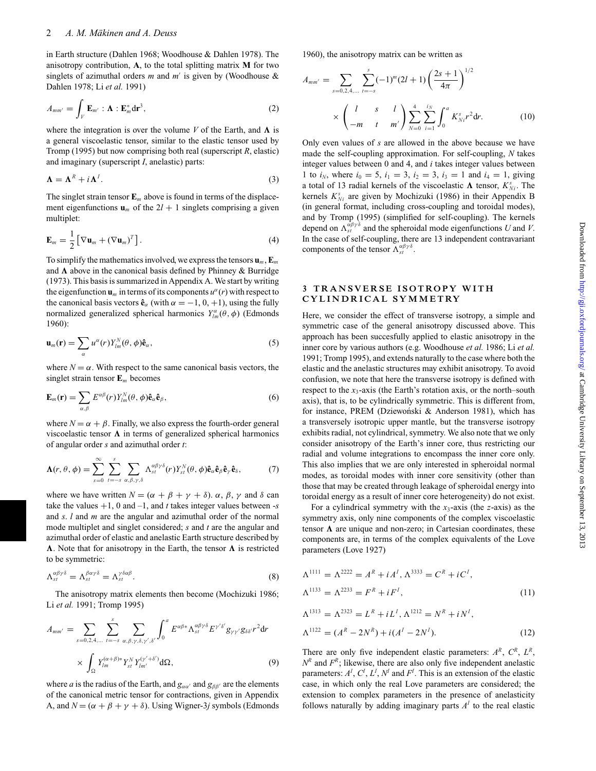in Earth structure (Dahlen 1968; Woodhouse & Dahlen 1978). The anisotropy contribution, $\mathbf{A}$, to the total splitting matrix $\mathbf{M}$ for two singlets of azimuthal orders $m$ and $m'$ is given by (Woodhouse & Dahlen 1978; Li *et al.* 1991)

$$A_{mm'} = \int_V \mathbf{E}_{m'} : \mathbf{\Lambda} : \mathbf{E}_m^* \mathrm{d}\mathbf{r}^3, \tag{2}$$

where the integration is over the volume $V$ of the Earth, and $\mathbf{\Lambda}$ is a general viscoelastic tensor, similar to the elastic tensor used by Tromp (1995) but now comprising both real (superscript $R$, elastic) and imaginary (superscript $I$, anelastic) parts:

$$\mathbf{\Lambda} = \mathbf{\Lambda}^R + i\mathbf{\Lambda}^I. \tag{3}$$

The singlet strain tensor $\mathbf{E}_m$ above is found in terms of the displacement eigenfunctions $\mathbf{u}_m$ of the $2l+1$ singlets comprising a given multiplet:

$$\mathbf{E}_m = \frac{1}{2}\left[\nabla \mathbf{u}_m + (\nabla \mathbf{u}_m)^T\right]. \tag{4}$$

To simplify the mathematics involved, we express the tensors $\mathbf{u}_m$, $\mathbf{E}_m$ and $\mathbf{\Lambda}$ above in the canonical basis defined by Phinney & Burridge (1973). This basis is summarized in Appendix A. We start by writing the eigenfunction $\mathbf{u}_m$ in terms of its components $u^\alpha(r)$ with respect to the canonical basis vectors $\hat{\mathbf{e}}_\alpha$ (with $\alpha = -1, 0, +1$), using the fully normalized generalized spherical harmonics $Y_{lm}^\alpha(\theta, \phi)$ (Edmonds 1960):

$$\mathbf{u}_m(\mathbf{r}) = \sum_\alpha u^\alpha(r) Y_{lm}^N(\theta, \phi)\hat{\mathbf{e}}_\alpha, \tag{5}$$

where $N = \alpha$. With respect to the same canonical basis vectors, the singlet strain tensor $\mathbf{E}_m$ becomes

$$\mathbf{E}_m(\mathbf{r}) = \sum_{\alpha,\beta} E^{\alpha\beta}(r) Y_{lm}^N(\theta, \phi)\hat{\mathbf{e}}_\alpha \hat{\mathbf{e}}_\beta, \tag{6}$$

where $N = \alpha + \beta$. Finally, we also express the fourth-order general viscoelastic tensor $\mathbf{\Lambda}$ in terms of generalized spherical harmonics of angular order $s$ and azimuthal order $t$:

$$\mathbf{\Lambda}(r, \theta, \phi) = \sum_{s=0}^{\infty} \sum_{t=-s}^{s} \sum_{\alpha,\beta,\gamma,\delta} \Lambda_{st}^{\alpha\beta\gamma\delta}(r) Y_{st}^N(\theta, \phi)\hat{\mathbf{e}}_\alpha \hat{\mathbf{e}}_\beta \hat{\mathbf{e}}_\gamma \hat{\mathbf{e}}_\delta, \tag{7}$$

where we have written $N = (\alpha + \beta + \gamma + \delta)$. $\alpha$, $\beta$, $\gamma$ and $\delta$ can take the values +1, 0 and –1, and $t$ takes integer values between $-s$ and $s$. $l$ and $m$ are the angular and azimuthal order of the normal mode multiplet and singlet considered; $s$ and $t$ are the angular and azimuthal order of elastic and anelastic Earth structure described by $\mathbf{\Lambda}$. Note that for anisotropy in the Earth, the tensor $\mathbf{\Lambda}$ is restricted to be symmetric:

$$\Lambda_{st}^{\alpha\beta\gamma\delta} = \Lambda_{st}^{\beta\alpha\gamma\delta} = \Lambda_{st}^{\gamma\delta\alpha\beta}. \tag{8}$$

The anisotropy matrix elements then become (Mochizuki 1986; Li *et al.* 1991; Tromp 1995)

$$A_{mm'} = \sum_{s=0,2,4,\ldots} \sum_{t=-s}^{s} \sum_{\alpha,\beta,\gamma,\delta,\gamma',\delta'} \int_0^a E^{\alpha\beta*} \Lambda_{st}^{\alpha\beta\gamma\delta} E^{\gamma'\delta'} g_{\gamma\gamma'} g_{\delta\delta'} r^2 \mathrm{d}r \times \int_\Omega Y_{lm}^{(\alpha+\beta)*} Y_{st}^N Y_{lm'}^{(\gamma'+\delta')} \mathrm{d}\Omega, \tag{9}$$

where $a$ is the radius of the Earth, and $g_{\alpha\alpha'}$ and $g_{\beta\beta'}$ are the elements of the canonical metric tensor for contractions, given in Appendix A, and $N = (\alpha + \beta + \gamma + \delta)$. Using Wigner-3$j$ symbols (Edmonds 1960), the anisotropy matrix can be written as

$$A_{mm'} = \sum_{s=0,2,4,\ldots} \sum_{t=-s}^{s} (-1)^m (2l+1) \left(\frac{2s+1}{4\pi}\right)^{1/2} \times \begin{pmatrix} l & s & l \\ -m & t & m' \end{pmatrix} \sum_{N=0}^{4} \sum_{i=1}^{i_N} \int_0^a K_{Ni}^s r^2 \mathrm{d}r. \tag{10}$$

Only even values of $s$ are allowed in the above because we have made the self-coupling approximation. For self-coupling, $N$ takes integer values between 0 and 4, and $i$ takes integer values between 1 to $i_N$, where $i_0 = 5$, $i_1 = 3$, $i_2 = 3$, $i_3 = 1$ and $i_4 = 1$, giving a total of 13 radial kernels of the viscoelastic $\mathbf{\Lambda}$ tensor, $K_{Ni}^s$. The kernels $K_{Ni}^s$ are given by Mochizuki (1986) in their Appendix B (in general format, including cross-coupling and toroidal modes), and by Tromp (1995) (simplified for self-coupling). The kernels depend on $\Lambda_{st}^{\alpha\beta\gamma\delta}$ and the spheroidal mode eigenfunctions $U$ and $V$. In the case of self-coupling, there are 13 independent contravariant components of the tensor $\Lambda_{st}^{\alpha\beta\gamma\delta}$.

## 3 TRANSVERSE ISOTROPY WITH CYLINDRICAL SYMMETRY

Here, we consider the effect of transverse isotropy, a simple and symmetric case of the general anisotropy discussed above. This approach has been succesfully applied to elastic anisotropy in the inner core by various authors (e.g. Woodhouse *et al.* 1986; Li *et al.* 1991; Tromp 1995), and extends naturally to the case where both the elastic and the anelastic structures may exhibit anisotropy. To avoid confusion, we note that here the transverse isotropy is defined with respect to the $x_3$-axis (the Earth's rotation axis, or the north–south axis), that is, to be cylindrically symmetric. This is different from, for instance, PREM (Dziewoński & Anderson 1981), which has a transversely isotropic upper mantle, but the transverse isotropy exhibits radial, not cylindrical, symmetry. We also note that we only consider anisotropy of the Earth's inner core, thus restricting our radial and volume integrations to encompass the inner core only. This also implies that we are only interested in spheroidal normal modes, as toroidal modes with inner core sensitivity (other than those that may be created through leakage of spheroidal energy into toroidal energy as a result of inner core heterogeneity) do not exist.

For a cylindrical symmetry with the $x_3$-axis (the $z$-axis) as the symmetry axis, only nine components of the complex viscoelastic tensor $\mathbf{\Lambda}$ are unique and non-zero; in Cartesian coordinates, these components are, in terms of the complex equivalents of the Love parameters (Love 1927)

$$\Lambda^{1111} = \Lambda^{2222} = A^R + iA^I, \Lambda^{3333} = C^R + iC^I,$$
$$\Lambda^{1133} = \Lambda^{2233} = F^R + iF^I, \tag{11}$$

$$\Lambda^{1313} = \Lambda^{2323} = L^R + iL^I, \Lambda^{1212} = N^R + iN^I,$$
$$\Lambda^{1122} = (A^R - 2N^R) + i(A^I - 2N^I). \tag{12}$$

There are only five independent elastic parameters: $A^R$, $C^R$, $L^R$, $N^R$ and $F^R$; likewise, there are also only five independent anelastic parameters: $A^I$, $C^I$, $L^I$, $N^I$ and $F^I$. This is an extension of the elastic case, in which only the real Love parameters are considered; the extension to complex parameters in the presence of anelasticity follows naturally by adding imaginary parts $A^I$ to the real elastic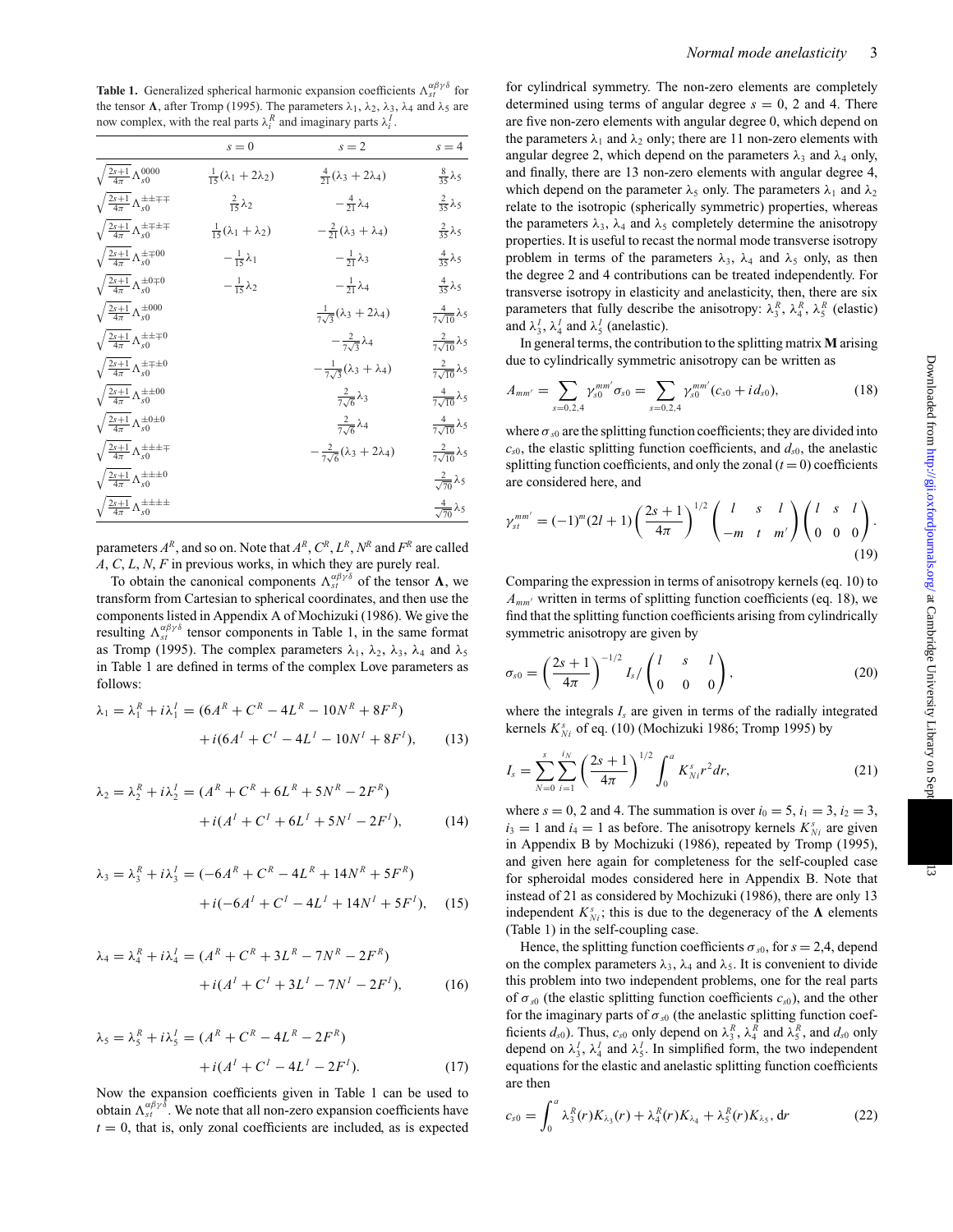**Table 1.** Generalized spherical harmonic expansion coefficients $\Lambda_{st}^{\alpha\beta\gamma\delta}$ for the tensor $\mathbf{\Lambda}$, after Tromp (1995). The parameters $\lambda_1$, $\lambda_2$, $\lambda_3$, $\lambda_4$ and $\lambda_5$ are now complex, with the real parts $\lambda_i^R$ and imaginary parts $\lambda_i^I$.

| | $s=0$ | $s=2$ | $s=4$ |
|---|---|---|---|
| $\sqrt{\frac{2s+1}{4\pi}}\,\Lambda_{s0}^{0000}$ | $\frac{1}{15}(\lambda_1+2\lambda_2)$ | $\frac{4}{21}(\lambda_3+2\lambda_4)$ | $\frac{8}{35}\lambda_5$ |
| $\sqrt{\frac{2s+1}{4\pi}}\,\Lambda_{s0}^{\pm\pm\mp\mp}$ | $\frac{2}{15}\lambda_2$ | $-\frac{4}{21}\lambda_4$ | $\frac{2}{35}\lambda_5$ |
| $\sqrt{\frac{2s+1}{4\pi}}\,\Lambda_{s0}^{\pm\mp\pm\mp}$ | $\frac{1}{15}(\lambda_1+\lambda_2)$ | $-\frac{2}{21}(\lambda_3+\lambda_4)$ | $\frac{2}{35}\lambda_5$ |
| $\sqrt{\frac{2s+1}{4\pi}}\,\Lambda_{s0}^{\pm\mp00}$ | $-\frac{1}{15}\lambda_1$ | $-\frac{1}{21}\lambda_3$ | $\frac{4}{35}\lambda_5$ |
| $\sqrt{\frac{2s+1}{4\pi}}\,\Lambda_{s0}^{\pm0\mp0}$ | $-\frac{1}{15}\lambda_2$ | $-\frac{1}{21}\lambda_4$ | $\frac{4}{35}\lambda_5$ |
| $\sqrt{\frac{2s+1}{4\pi}}\,\Lambda_{s0}^{\pm000}$ | | $\frac{1}{7\sqrt{3}}(\lambda_3+2\lambda_4)$ | $\frac{4}{7\sqrt{10}}\lambda_5$ |
| $\sqrt{\frac{2s+1}{4\pi}}\,\Lambda_{s0}^{\pm\pm\mp0}$ | | $-\frac{2}{7\sqrt{3}}\lambda_4$ | $\frac{2}{7\sqrt{10}}\lambda_5$ |
| $\sqrt{\frac{2s+1}{4\pi}}\,\Lambda_{s0}^{\pm\mp\pm0}$ | | $-\frac{1}{7\sqrt{3}}(\lambda_3+\lambda_4)$ | $\frac{2}{7\sqrt{10}}\lambda_5$ |
| $\sqrt{\frac{2s+1}{4\pi}}\,\Lambda_{s0}^{\pm\pm00}$ | | $\frac{2}{7\sqrt{6}}\lambda_3$ | $\frac{4}{7\sqrt{10}}\lambda_5$ |
| $\sqrt{\frac{2s+1}{4\pi}}\,\Lambda_{s0}^{\pm0\pm0}$ | | $\frac{2}{7\sqrt{6}}\lambda_4$ | $\frac{4}{7\sqrt{10}}\lambda_5$ |
| $\sqrt{\frac{2s+1}{4\pi}}\,\Lambda_{s0}^{\pm\pm\pm\mp}$ | | $-\frac{2}{7\sqrt{6}}(\lambda_3+2\lambda_4)$ | $\frac{2}{7\sqrt{10}}\lambda_5$ |
| $\sqrt{\frac{2s+1}{4\pi}}\,\Lambda_{s0}^{\pm\pm\pm0}$ | | | $\frac{2}{\sqrt{70}}\lambda_5$ |
| $\sqrt{\frac{2s+1}{4\pi}}\,\Lambda_{s0}^{\pm\pm\pm\pm}$ | | | $\frac{4}{\sqrt{70}}\lambda_5$ |

parameters $A^R$, and so on. Note that $A^R$, $C^R$, $L^R$, $N^R$ and $F^R$ are called $A$, $C$, $L$, $N$, $F$ in previous works, in which they are purely real.

To obtain the canonical components $\Lambda_{st}^{\alpha\beta\gamma\delta}$ of the tensor $\mathbf{\Lambda}$, we transform from Cartesian to spherical coordinates, and then use the components listed in Appendix A of Mochizuki (1986). We give the resulting $\Lambda_{st}^{\alpha\beta\gamma\delta}$ tensor components in Table 1, in the same format as Tromp (1995). The complex parameters $\lambda_1$, $\lambda_2$, $\lambda_3$, $\lambda_4$ and $\lambda_5$ in Table 1 are defined in terms of the complex Love parameters as follows:

$$\lambda_1 = \lambda_1^R + i\lambda_1^I = (6A^R + C^R - 4L^R - 10N^R + 8F^R) + i(6A^I + C^I - 4L^I - 10N^I + 8F^I), \tag{13}$$

$$\lambda_2 = \lambda_2^R + i\lambda_2^I = (A^R + C^R + 6L^R + 5N^R - 2F^R) + i(A^I + C^I + 6L^I + 5N^I - 2F^I), \tag{14}$$

$$\lambda_3 = \lambda_3^R + i\lambda_3^I = (-6A^R + C^R - 4L^R + 14N^R + 5F^R) + i(-6A^I + C^I - 4L^I + 14N^I + 5F^I), \tag{15}$$

$$\lambda_4 = \lambda_4^R + i\lambda_4^I = (A^R + C^R + 3L^R - 7N^R - 2F^R) + i(A^I + C^I + 3L^I - 7N^I - 2F^I), \tag{16}$$

$$\lambda_5 = \lambda_5^R + i\lambda_5^I = (A^R + C^R - 4L^R - 2F^R) + i(A^I + C^I - 4L^I - 2F^I). \tag{17}$$

Now the expansion coefficients given in Table 1 can be used to obtain $\Lambda_{st}^{\alpha\beta\gamma\delta}$. We note that all non-zero expansion coefficients have $t = 0$, that is, only zonal coefficients are included, as is expected for cylindrical symmetry. The non-zero elements are completely determined using terms of angular degree $s = 0$, 2 and 4. There are five non-zero elements with angular degree 0, which depend on the parameters $\lambda_1$ and $\lambda_2$ only; there are 11 non-zero elements with angular degree 2, which depend on the parameters $\lambda_3$ and $\lambda_4$ only, and finally, there are 13 non-zero elements with angular degree 4, which depend on the parameter $\lambda_5$ only. The parameters $\lambda_1$ and $\lambda_2$ relate to the isotropic (spherically symmetric) properties, whereas the parameters $\lambda_3$, $\lambda_4$ and $\lambda_5$ completely determine the anisotropy properties. It is useful to recast the normal mode transverse isotropy problem in terms of the parameters $\lambda_3$, $\lambda_4$ and $\lambda_5$ only, as then the degree 2 and 4 contributions can be treated independently. For transverse isotropy in elasticity and anelasticity, then, there are six parameters that fully describe the anisotropy: $\lambda_3^R$, $\lambda_4^R$, $\lambda_5^R$ (elastic) and $\lambda_3^I$, $\lambda_4^I$ and $\lambda_5^I$ (anelastic).

In general terms, the contribution to the splitting matrix $\mathbf{M}$ arising due to cylindrically symmetric anisotropy can be written as

$$A_{mm'} = \sum_{s=0,2,4} \gamma_{s0}^{mm'}\sigma_{s0} = \sum_{s=0,2,4} \gamma_{s0}^{mm'}(c_{s0} + i d_{s0}), \tag{18}$$

where $\sigma_{s0}$ are the splitting function coefficients; they are divided into $c_{s0}$, the elastic splitting function coefficients, and $d_{s0}$, the anelastic splitting function coefficients, and only the zonal ($t = 0$) coefficients are considered here, and

$$\gamma_{st}^{mm'} = (-1)^m(2l+1)\left(\frac{2s+1}{4\pi}\right)^{1/2}\begin{pmatrix} l & s & l \\ -m & t & m' \end{pmatrix}\begin{pmatrix} l & s & l \\ 0 & 0 & 0 \end{pmatrix}. \tag{19}$$

Comparing the expression in terms of anisotropy kernels (eq. 10) to $A_{mm'}$ written in terms of splitting function coefficients (eq. 18), we find that the splitting function coefficients arising from cylindrically symmetric anisotropy are given by

$$\sigma_{s0} = \left(\frac{2s+1}{4\pi}\right)^{-1/2} I_s \Big/ \begin{pmatrix} l & s & l \\ 0 & 0 & 0 \end{pmatrix}, \tag{20}$$

where the integrals $I_s$ are given in terms of the radially integrated kernels $K_{Ni}^s$ of eq. (10) (Mochizuki 1986; Tromp 1995) by

$$I_s = \sum_{N=0}^{s}\sum_{i=1}^{i_N}\left(\frac{2s+1}{4\pi}\right)^{1/2}\int_0^a K_{Ni}^s r^2 dr, \tag{21}$$

where $s = 0$, 2 and 4. The summation is over $i_0 = 5$, $i_1 = 3$, $i_2 = 3$, $i_3 = 1$ and $i_4 = 1$ as before. The anisotropy kernels $K_{Ni}^s$ are given in Appendix B by Mochizuki (1986), repeated by Tromp (1995), and given here again for completeness for the self-coupled case for spheroidal modes considered here in Appendix B. Note that instead of 21 as considered by Mochizuki (1986), there are only 13 independent $K_{Ni}^s$; this is due to the degeneracy of the $\mathbf{\Lambda}$ elements (Table 1) in the self-coupling case.

Hence, the splitting function coefficients $\sigma_{s0}$, for $s = 2,4$, depend on the complex parameters $\lambda_3$, $\lambda_4$ and $\lambda_5$. It is convenient to divide this problem into two independent problems, one for the real parts of $\sigma_{s0}$ (the elastic splitting function coefficients $c_{s0}$), and the other for the imaginary parts of $\sigma_{s0}$ (the anelastic splitting function coefficients $d_{s0}$). Thus, $c_{s0}$ only depend on $\lambda_3^R$, $\lambda_4^R$ and $\lambda_5^R$, and $d_{s0}$ only depend on $\lambda_3^I$, $\lambda_4^I$ and $\lambda_5^I$. In simplified form, the two independent equations for the elastic and anelastic splitting function coefficients are then

$$c_{s0} = \int_0^a \lambda_3^R(r)K_{\lambda_3}(r) + \lambda_4^R(r)K_{\lambda_4} + \lambda_5^R(r)K_{\lambda_5},\, dr \tag{22}$$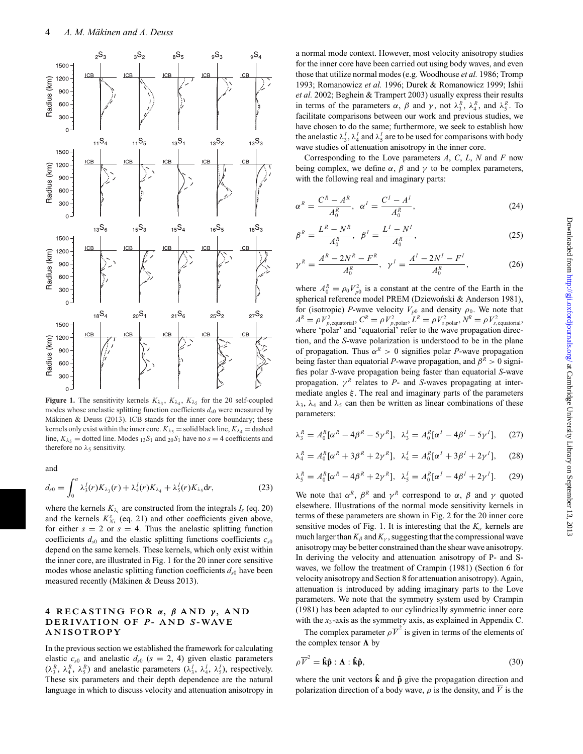**Figure 1.** The sensitivity kernels $K_{\lambda_3}$, $K_{\lambda_4}$, $K_{\lambda_5}$ for the 20 self-coupled modes whose anelastic splitting function coefficients $d_{s0}$ were measured by Mäkinen & Deuss (2013). ICB stands for the inner core boundary; these kernels only exist within the inner core. $K_{\lambda_3}$ = solid black line, $K_{\lambda_4}$ = dashed line, $K_{\lambda_5}$ = dotted line. Modes ${}_{13}S_1$ and ${}_{20}S_1$ have no $s = 4$ coefficients and therefore no $\lambda_5$ sensitivity.

and

$$d_{s0} = \int_0^a \lambda_3^I(r) K_{\lambda_3}(r) + \lambda_4^I(r) K_{\lambda_4} + \lambda_5^I(r) K_{\lambda_5} \mathrm{d}r, \tag{23}$$

where the kernels $K_{\lambda_i}$ are constructed from the integrals $I_s$ (eq. 20) and the kernels $K_{Ni}^s$ (eq. 21) and other coefficients given above, for either $s = 2$ or $s = 4$. Thus the anelastic splitting function coefficients $d_{s0}$ and the elastic splitting functions coefficients $c_{s0}$ depend on the same kernels. These kernels, which only exist within the inner core, are illustrated in Fig. 1 for the 20 inner core sensitive modes whose anelastic splitting function coefficients $d_{s0}$ have been measured recently (Mäkinen & Deuss 2013).

## 4 RECASTING FOR $\alpha$, $\beta$ AND $\gamma$, AND DERIVATION OF *P*- AND *S*-WAVE ANISOTROPY

In the previous section we established the framework for calculating elastic $c_{s0}$ and anelastic $d_{s0}$ ($s = 2, 4$) given elastic parameters ($\lambda_3^R$, $\lambda_4^R$, $\lambda_5^R$) and anelastic parameters ($\lambda_3^I$, $\lambda_4^I$, $\lambda_5^I$), respectively. These six parameters and their depth dependence are the natural language in which to discuss velocity and attenuation anisotropy in a normal mode context. However, most velocity anisotropy studies for the inner core have been carried out using body waves, and even those that utilize normal modes (e.g. Woodhouse *et al.* 1986; Tromp 1993; Romanowicz *et al.* 1996; Durek & Romanowicz 1999; Ishii *et al.* 2002; Beghein & Trampert 2003) usually express their results in terms of the parameters $\alpha$, $\beta$ and $\gamma$, not $\lambda_3^R$, $\lambda_4^R$, and $\lambda_5^R$. To facilitate comparisons between our work and previous studies, we have chosen to do the same; furthermore, we seek to establish how the anelastic $\lambda_3^I$, $\lambda_4^I$ and $\lambda_5^I$ are to be used for comparisons with body wave studies of attenuation anisotropy in the inner core.

Corresponding to the Love parameters *A*, *C*, *L*, *N* and *F* now being complex, we define $\alpha$, $\beta$ and $\gamma$ to be complex parameters, with the following real and imaginary parts:

$$\alpha^R = \frac{C^R - A^R}{A_0^R}, \quad \alpha^I = \frac{C^I - A^I}{A_0^R}, \tag{24}$$

$$\beta^R = \frac{L^R - N^R}{A_0^R}, \quad \beta^I = \frac{L^I - N^I}{A_0^R}, \tag{25}$$

$$\gamma^R = \frac{A^R - 2N^R - F^R}{A_0^R}, \quad \gamma^I = \frac{A^I - 2N^I - F^I}{A_0^R}, \tag{26}$$

where $A_0^R = \rho_0 V_{p0}^2$ is a constant at the centre of the Earth in the spherical reference model PREM (Dziewoński & Anderson 1981), for (isotropic) *P*-wave velocity $V_{p0}$ and density $\rho_0$. We note that $A^R = \rho V_{p,\text{equatorial}}^2$, $C^R = \rho V_{p,\text{polar}}^2$, $L^R = \rho V_{s,\text{polar}}^2$, $N^R = \rho V_{s,\text{equatorial}}^2$, where 'polar' and 'equatorial' refer to the wave propagation direction, and the *S*-wave polarization is understood to be in the plane of propagation. Thus $\alpha^R > 0$ signifies polar *P*-wave propagation being faster than equatorial *P*-wave propagation, and $\beta^R > 0$ signifies polar *S*-wave propagation being faster than equatorial *S*-wave propagation. $\gamma^R$ relates to *P*- and *S*-waves propagating at intermediate angles $\xi$. The real and imaginary parts of the parameters $\lambda_3$, $\lambda_4$ and $\lambda_5$ can then be written as linear combinations of these parameters:

$$\lambda_3^R = A_0^R[\alpha^R - 4\beta^R - 5\gamma^R], \quad \lambda_3^I = A_0^R[\alpha^I - 4\beta^I - 5\gamma^I], \tag{27}$$

$$\lambda_4^R = A_0^R[\alpha^R + 3\beta^R + 2\gamma^R], \quad \lambda_4^I = A_0^R[\alpha^I + 3\beta^I + 2\gamma^I], \tag{28}$$

$$\lambda_5^R = A_0^R[\alpha^R - 4\beta^R + 2\gamma^R], \quad \lambda_5^I = A_0^R[\alpha^I - 4\beta^I + 2\gamma^I]. \tag{29}$$

We note that $\alpha^R$, $\beta^R$ and $\gamma^R$ correspond to $\alpha$, $\beta$ and $\gamma$ quoted elsewhere. Illustrations of the normal mode sensitivity kernels in terms of these parameters are shown in Fig. 2 for the 20 inner core sensitive modes of Fig. 1. It is interesting that the $K_\alpha$ kernels are much larger than $K_\beta$ and $K_\gamma$, suggesting that the compressional wave anisotropy may be better constrained than the shear wave anisotropy. In deriving the velocity and attenuation anisotropy of P- and S-waves, we follow the treatment of Crampin (1981) (Section 6 for velocity anisotropy and Section 8 for attenuation anisotropy). Again, attenuation is introduced by adding imaginary parts to the Love parameters. We note that the symmetry system used by Crampin (1981) has been adapted to our cylindrically symmetric inner core with the $x_3$-axis as the symmetry axis, as explained in Appendix C.

The complex parameter $\rho\overline{V}^2$ is given in terms of the elements of the complex tensor $\mathbf{\Lambda}$ by

$$\rho\overline{V}^2 = \hat{\mathbf{k}}\hat{\mathbf{p}} : \mathbf{\Lambda} : \hat{\mathbf{k}}\hat{\mathbf{p}}, \tag{30}$$

where the unit vectors $\hat{\mathbf{k}}$ and $\hat{\mathbf{p}}$ give the propagation direction and polarization direction of a body wave, $\rho$ is the density, and $\overline{V}$ is the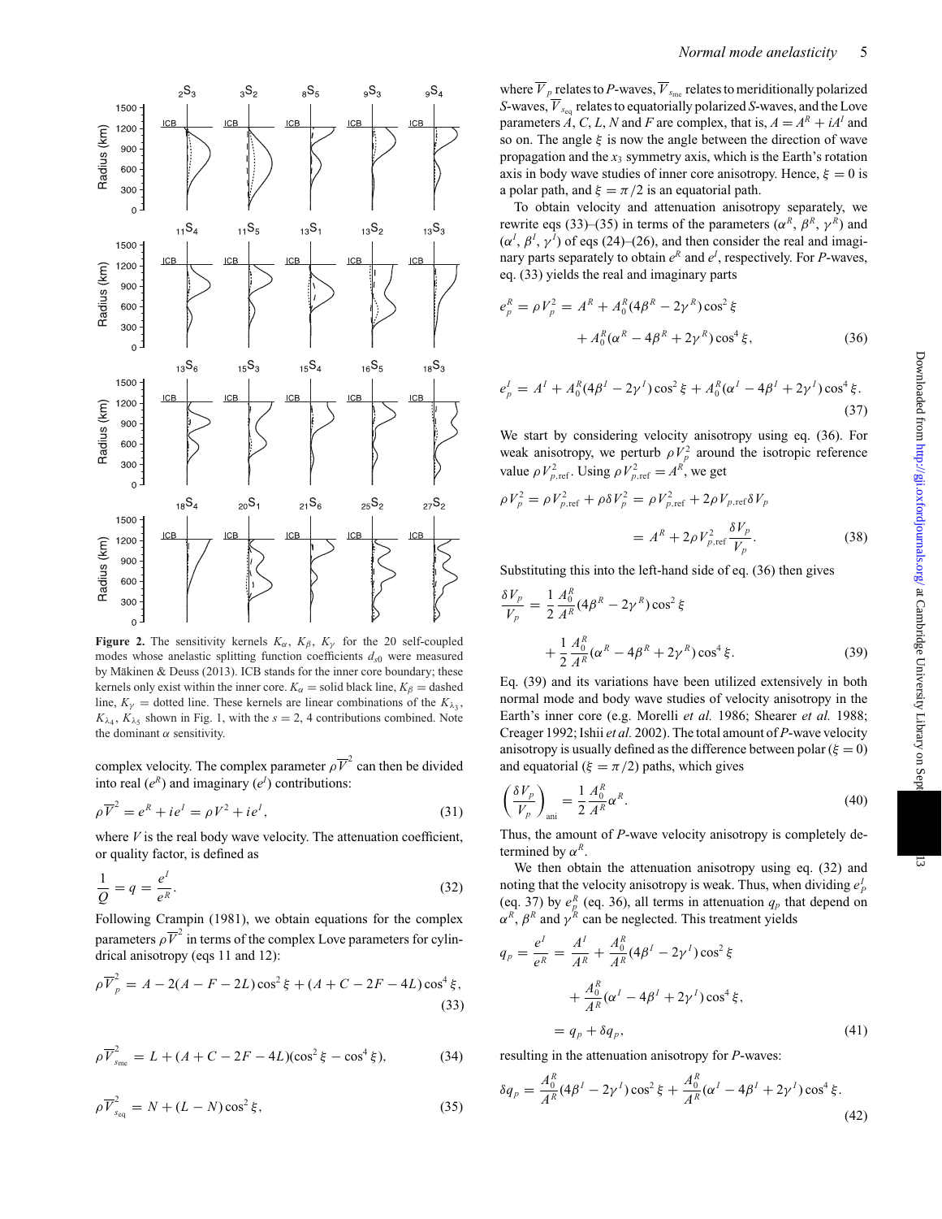**Figure 2.** The sensitivity kernels $K_\alpha$, $K_\beta$, $K_\gamma$ for the 20 self-coupled modes whose anelastic splitting function coefficients $d_{s0}$ were measured by Mäkinen & Deuss (2013). ICB stands for the inner core boundary; these kernels only exist within the inner core. $K_\alpha$ = solid black line, $K_\beta$ = dashed line, $K_\gamma$ = dotted line. These kernels are linear combinations of the $K_{\lambda_3}$, $K_{\lambda_4}$, $K_{\lambda_5}$ shown in Fig. 1, with the $s = 2$, 4 contributions combined. Note the dominant $\alpha$ sensitivity.

complex velocity. The complex parameter $\rho\overline{V}^2$ can then be divided into real ($e^R$) and imaginary ($e^I$) contributions:

$$\rho\overline{V}^2 = e^R + ie^I = \rho V^2 + ie^I, \tag{31}$$

where $V$ is the real body wave velocity. The attenuation coefficient, or quality factor, is defined as

$$\frac{1}{Q} = q = \frac{e^I}{e^R}. \tag{32}$$

Following Crampin (1981), we obtain equations for the complex parameters $\rho\overline{V}^2$ in terms of the complex Love parameters for cylindrical anisotropy (eqs 11 and 12):

$$\rho\overline{V}_p^2 = A - 2(A - F - 2L)\cos^2\xi + (A + C - 2F - 4L)\cos^4\xi, \tag{33}$$

$$\rho\overline{V}_{s_{\rm me}}^2 = L + (A + C - 2F - 4L)(\cos^2\xi - \cos^4\xi), \tag{34}$$

$$\rho\overline{V}_{s_{\rm eq}}^2 = N + (L - N)\cos^2\xi, \tag{35}$$

where $\overline{V}_p$ relates to $P$-waves, $\overline{V}_{s_{\rm me}}$ relates to meriditionally polarized $S$-waves, $\overline{V}_{s_{\rm eq}}$ relates to equatorially polarized $S$-waves, and the Love parameters $A$, $C$, $L$, $N$ and $F$ are complex, that is, $A = A^R + iA^I$ and so on. The angle $\xi$ is now the angle between the direction of wave propagation and the $x_3$ symmetry axis, which is the Earth's rotation axis in body wave studies of inner core anisotropy. Hence, $\xi = 0$ is a polar path, and $\xi = \pi/2$ is an equatorial path.

To obtain velocity and attenuation anisotropy separately, we rewrite eqs (33)–(35) in terms of the parameters ($\alpha^R$, $\beta^R$, $\gamma^R$) and ($\alpha^I$, $\beta^I$, $\gamma^I$) of eqs (24)–(26), and then consider the real and imaginary parts separately to obtain $e^R$ and $e^I$, respectively. For $P$-waves, eq. (33) yields the real and imaginary parts

$$e_p^R = \rho V_p^2 = A^R + A_0^R(4\beta^R - 2\gamma^R)\cos^2\xi + A_0^R(\alpha^R - 4\beta^R + 2\gamma^R)\cos^4\xi, \tag{36}$$

$$e_p^I = A^I + A_0^R(4\beta^I - 2\gamma^I)\cos^2\xi + A_0^R(\alpha^I - 4\beta^I + 2\gamma^I)\cos^4\xi. \tag{37}$$

We start by considering velocity anisotropy using eq. (36). For weak anisotropy, we perturb $\rho V_p^2$ around the isotropic reference value $\rho V_{p,\rm ref}^2$. Using $\rho V_{p,\rm ref}^2 = A^R$, we get

$$\rho V_p^2 = \rho V_{p,\rm ref}^2 + \rho\delta V_p^2 = \rho V_{p,\rm ref}^2 + 2\rho V_{p,\rm ref}\delta V_p = A^R + 2\rho V_{p,\rm ref}^2\frac{\delta V_p}{V_p}. \tag{38}$$

Substituting this into the left-hand side of eq. (36) then gives

$$\frac{\delta V_p}{V_p} = \frac{1}{2}\frac{A_0^R}{A^R}(4\beta^R - 2\gamma^R)\cos^2\xi + \frac{1}{2}\frac{A_0^R}{A^R}(\alpha^R - 4\beta^R + 2\gamma^R)\cos^4\xi. \tag{39}$$

Eq. (39) and its variations have been utilized extensively in both normal mode and body wave studies of velocity anisotropy in the Earth's inner core (e.g. Morelli *et al.* 1986; Shearer *et al.* 1988; Creager 1992; Ishii *et al.* 2002). The total amount of $P$-wave velocity anisotropy is usually defined as the difference between polar ($\xi = 0$) and equatorial ($\xi = \pi/2$) paths, which gives

$$\left(\frac{\delta V_p}{V_p}\right)_{\rm ani} = \frac{1}{2}\frac{A_0^R}{A^R}\alpha^R. \tag{40}$$

Thus, the amount of $P$-wave velocity anisotropy is completely determined by $\alpha^R$.

We then obtain the attenuation anisotropy using eq. (32) and noting that the velocity anisotropy is weak. Thus, when dividing $e_P^I$ (eq. 37) by $e_p^R$ (eq. 36), all terms in attenuation $q_p$ that depend on $\alpha^R$, $\beta^R$ and $\gamma^R$ can be neglected. This treatment yields

$$q_p = \frac{e^I}{e^R} = \frac{A^I}{A^R} + \frac{A_0^R}{A^R}(4\beta^I - 2\gamma^I)\cos^2\xi + \frac{A_0^R}{A^R}(\alpha^I - 4\beta^I + 2\gamma^I)\cos^4\xi, = q_p + \delta q_p, \tag{41}$$

resulting in the attenuation anisotropy for $P$-waves:

$$\delta q_p = \frac{A_0^R}{A^R}(4\beta^I - 2\gamma^I)\cos^2\xi + \frac{A_0^R}{A^R}(\alpha^I - 4\beta^I + 2\gamma^I)\cos^4\xi. \tag{42}$$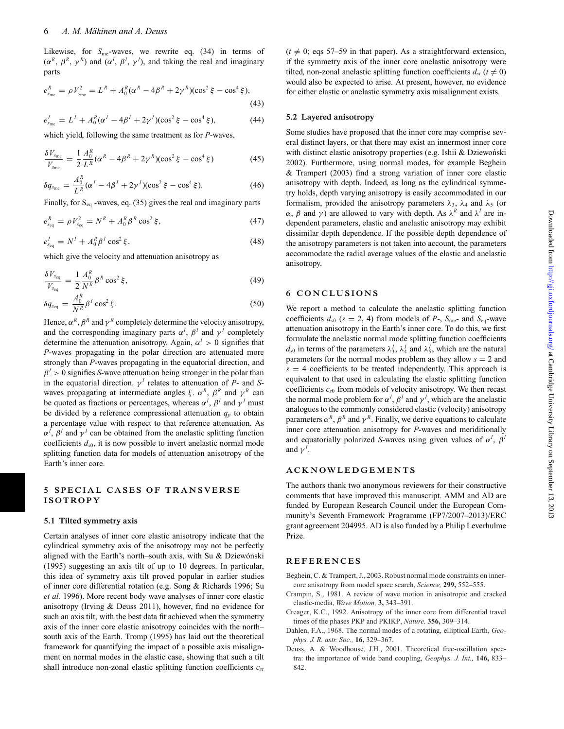Likewise, for $S_{\rm me}$-waves, we rewrite eq. (34) in terms of ($\alpha^R$, $\beta^R$, $\gamma^R$) and ($\alpha^I$, $\beta^I$, $\gamma^I$), and taking the real and imaginary parts

$$e^R_{s_{\rm me}} = \rho V^2_{s_{\rm me}} = L^R + A^R_0(\alpha^R - 4\beta^R + 2\gamma^R)(\cos^2\xi - \cos^4\xi), \tag{43}$$

$$e^I_{s_{\rm me}} = L^I + A^R_0(\alpha^I - 4\beta^I + 2\gamma^I)(\cos^2\xi - \cos^4\xi), \tag{44}$$

which yield, following the same treatment as for *P*-waves,

$$\frac{\delta V_{s_{\rm me}}}{V_{s_{\rm me}}} = \frac{1}{2}\frac{A^R_0}{L^R}(\alpha^R - 4\beta^R + 2\gamma^R)(\cos^2\xi - \cos^4\xi) \tag{45}$$

$$\delta q_{s_{\rm me}} = \frac{A^R_0}{L^R}(\alpha^I - 4\beta^I + 2\gamma^I)(\cos^2\xi - \cos^4\xi). \tag{46}$$

Finally, for $S_{\rm eq}$ -waves, eq. (35) gives the real and imaginary parts

$$e^R_{s_{\rm eq}} = \rho V^2_{s_{\rm eq}} = N^R + A^R_0\beta^R\cos^2\xi, \tag{47}$$

$$e^I_{s_{\rm eq}} = N^I + A^R_0\beta^I\cos^2\xi, \tag{48}$$

which give the velocity and attenuation anisotropy as

$$\frac{\delta V_{s_{\rm eq}}}{V_{s_{\rm eq}}} = \frac{1}{2}\frac{A^R_0}{N^R}\beta^R\cos^2\xi, \tag{49}$$

$$\delta q_{s_{\rm eq}} = \frac{A^R_0}{N^R}\beta^I\cos^2\xi. \tag{50}$$

Hence, $\alpha^R$, $\beta^R$ and $\gamma^R$ completely determine the velocity anisotropy, and the corresponding imaginary parts $\alpha^I$, $\beta^I$ and $\gamma^I$ completely determine the attenuation anisotropy. Again, $\alpha^I > 0$ signifies that *P*-waves propagating in the polar direction are attenuated more strongly than *P*-waves propagating in the equatorial direction, and $\beta^I > 0$ signifies *S*-wave attenuation being stronger in the polar than in the equatorial direction. $\gamma^I$ relates to attenuation of *P*- and *S*-waves propagating at intermediate angles $\xi$. $\alpha^R$, $\beta^R$ and $\gamma^R$ can be quoted as fractions or percentages, whereas $\alpha^I$, $\beta^I$ and $\gamma^I$ must be divided by a reference compressional attenuation $q_p$ to obtain a percentage value with respect to that reference attenuation. As $\alpha^I$, $\beta^I$ and $\gamma^I$ can be obtained from the anelastic splitting function coefficients $d_{s0}$, it is now possible to invert anelastic normal mode splitting function data for models of attenuation anisotropy of the Earth's inner core.

## 5 SPECIAL CASES OF TRANSVERSE ISOTROPY

### 5.1 Tilted symmetry axis

Certain analyses of inner core elastic anisotropy indicate that the cylindrical symmetry axis of the anisotropy may not be perfectly aligned with the Earth's north–south axis, with Su & Dziewónski (1995) suggesting an axis tilt of up to 10 degrees. In particular, this idea of symmetry axis tilt proved popular in earlier studies of inner core differential rotation (e.g. Song & Richards 1996; Su *et al.* 1996). More recent body wave analyses of inner core elastic anisotropy (Irving & Deuss 2011), however, find no evidence for such an axis tilt, with the best data fit achieved when the symmetry axis of the inner core elastic anisotropy coincides with the north–south axis of the Earth. Tromp (1995) has laid out the theoretical framework for quantifying the impact of a possible axis misalignment on normal modes in the elastic case, showing that such a tilt shall introduce non-zonal elastic splitting function coefficients $c_{st}$ ($t \neq 0$; eqs 57–59 in that paper). As a straightforward extension, if the symmetry axis of the inner core anelastic anisotropy were tilted, non-zonal anelastic splitting function coefficients $d_{st}$ ($t \neq 0$) would also be expected to arise. At present, however, no evidence for either elastic or anelastic symmetry axis misalignment exists.

### 5.2 Layered anisotropy

Some studies have proposed that the inner core may comprise several distinct layers, or that there may exist an innermost inner core with distinct elastic anisotropy properties (e.g. Ishii & Dziewoński 2002). Furthermore, using normal modes, for example Beghein & Trampert (2003) find a strong variation of inner core elastic anisotropy with depth. Indeed, as long as the cylindrical symmetry holds, depth varying anisotropy is easily accommodated in our formalism, provided the anisotropy parameters $\lambda_3$, $\lambda_4$ and $\lambda_5$ (or $\alpha$, $\beta$ and $\gamma$) are allowed to vary with depth. As $\lambda^R$ and $\lambda^I$ are independent parameters, elastic and anelastic anisotropy may exhibit dissimilar depth dependence. If the possible depth dependence of the anisotropy parameters is not taken into account, the parameters accommodate the radial average values of the elastic and anelastic anisotropy.

## 6 CONCLUSIONS

We report a method to calculate the anelastic splitting function coefficients $d_{s0}$ ($s = 2$, 4) from models of *P*-, $S_{\rm me}$- and $S_{\rm eq}$-wave attenuation anisotropy in the Earth's inner core. To do this, we first formulate the anelastic normal mode splitting function coefficients $d_{s0}$ in terms of the parameters $\lambda^I_3$, $\lambda^I_4$ and $\lambda^I_5$, which are the natural parameters for the normal modes problem as they allow $s = 2$ and $s = 4$ coefficients to be treated independently. This approach is equivalent to that used in calculating the elastic splitting function coefficients $c_{s0}$ from models of velocity anisotropy. We then recast the normal mode problem for $\alpha^I$, $\beta^I$ and $\gamma^I$, which are the anelastic analogues to the commonly considered elastic (velocity) anisotropy parameters $\alpha^R$, $\beta^R$ and $\gamma^R$. Finally, we derive equations to calculate inner core attenuation anisotropy for *P*-waves and meridionally and equatorially polarized *S*-waves using given values of $\alpha^I$, $\beta^I$ and $\gamma^I$.

## ACKNOWLEDGEMENTS

The authors thank two anonymous reviewers for their constructive comments that have improved this manuscript. AMM and AD are funded by European Research Council under the European Community's Seventh Framework Programme (FP7/2007–2013)/ERC grant agreement 204995. AD is also funded by a Philip Leverhulme Prize.

## REFERENCES

Beghein, C. & Trampert, J., 2003. Robust normal mode constraints on inner-core anisotropy from model space search, *Science,* **299,** 552–555.

Crampin, S., 1981. A review of wave motion in anisotropic and cracked elastic-media, *Wave Motion,* **3,** 343–391.

Creager, K.C., 1992. Anisotropy of the inner core from differential travel times of the phases PKP and PKIKP, *Nature,* **356,** 309–314.

Dahlen, F.A., 1968. The normal modes of a rotating, elliptical Earth, *Geophys. J. R. astr. Soc.,* **16,** 329–367.

Deuss, A. & Woodhouse, J.H., 2001. Theoretical free-oscillation spectra: the importance of wide band coupling, *Geophys. J. Int.,* **146,** 833–842.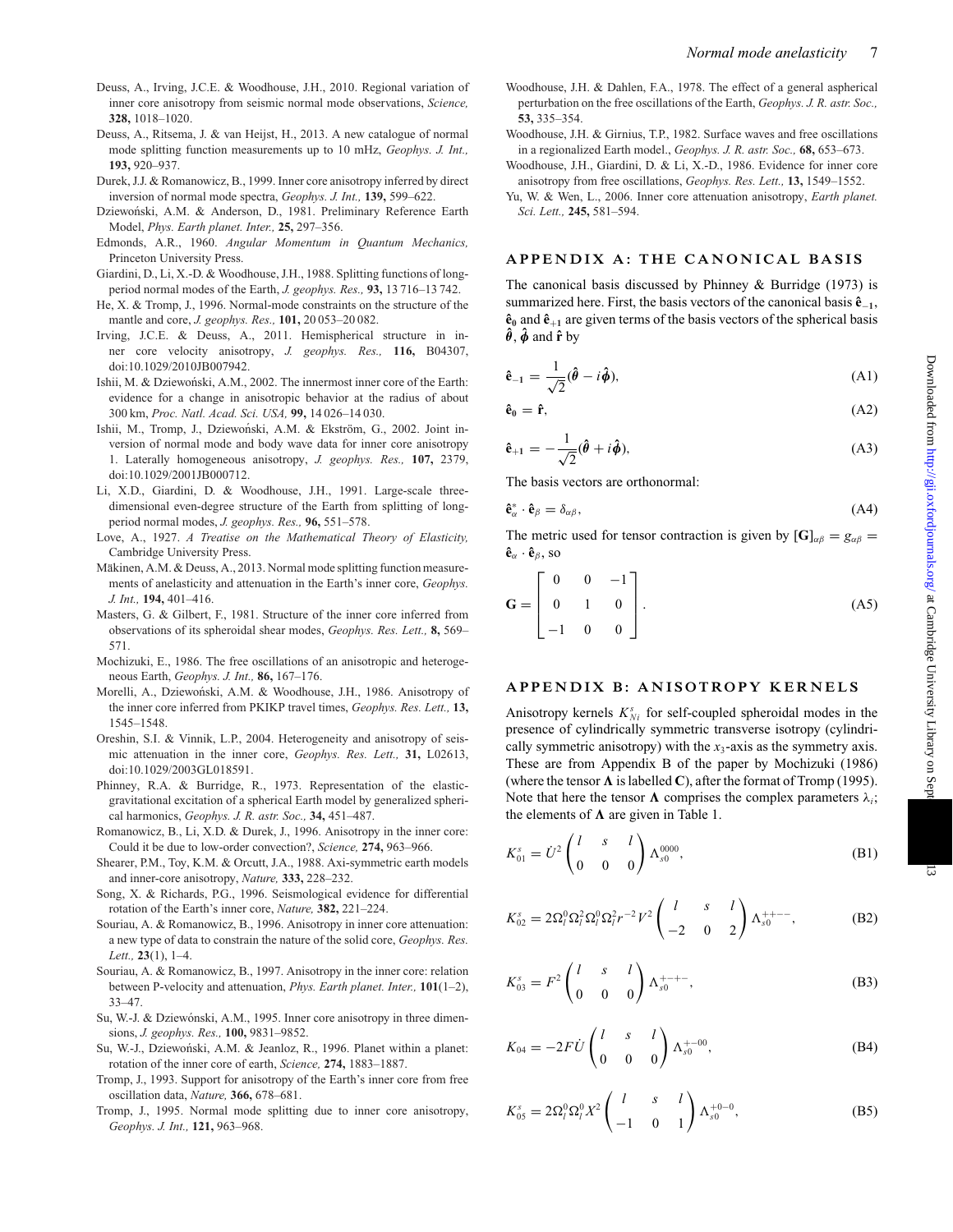Deuss, A., Irving, J.C.E. & Woodhouse, J.H., 2010. Regional variation of inner core anisotropy from seismic normal mode observations, *Science,* **328,** 1018–1020.

Deuss, A., Ritsema, J. & van Heijst, H., 2013. A new catalogue of normal mode splitting function measurements up to 10 mHz, *Geophys. J. Int.,* **193,** 920–937.

Durek, J.J. & Romanowicz, B., 1999. Inner core anisotropy inferred by direct inversion of normal mode spectra, *Geophys. J. Int.,* **139,** 599–622.

Dziewoński, A.M. & Anderson, D., 1981. Preliminary Reference Earth Model, *Phys. Earth planet. Inter.,* **25,** 297–356.

Edmonds, A.R., 1960. *Angular Momentum in Quantum Mechanics,* Princeton University Press.

Giardini, D., Li, X.-D. & Woodhouse, J.H., 1988. Splitting functions of long-period normal modes of the Earth, *J. geophys. Res.,* **93,** 13 716–13 742.

He, X. & Tromp, J., 1996. Normal-mode constraints on the structure of the mantle and core, *J. geophys. Res.,* **101,** 20 053–20 082.

Irving, J.C.E. & Deuss, A., 2011. Hemispherical structure in inner core velocity anisotropy, *J. geophys. Res.,* **116,** B04307, doi:10.1029/2010JB007942.

Ishii, M. & Dziewoński, A.M., 2002. The innermost inner core of the Earth: evidence for a change in anisotropic behavior at the radius of about 300 km, *Proc. Natl. Acad. Sci. USA,* **99,** 14 026–14 030.

Ishii, M., Tromp, J., Dziewoński, A.M. & Ekström, G., 2002. Joint inversion of normal mode and body wave data for inner core anisotropy 1. Laterally homogeneous anisotropy, *J. geophys. Res.,* **107,** 2379, doi:10.1029/2001JB000712.

Li, X.D., Giardini, D. & Woodhouse, J.H., 1991. Large-scale three-dimensional even-degree structure of the Earth from splitting of long-period normal modes, *J. geophys. Res.,* **96,** 551–578.

Love, A., 1927. *A Treatise on the Mathematical Theory of Elasticity,* Cambridge University Press.

Mäkinen, A.M. & Deuss, A., 2013. Normal mode splitting function measurements of anelasticity and attenuation in the Earth's inner core, *Geophys. J. Int.,* **194,** 401–416.

Masters, G. & Gilbert, F., 1981. Structure of the inner core inferred from observations of its spheroidal shear modes, *Geophys. Res. Lett.,* **8,** 569–571.

Mochizuki, E., 1986. The free oscillations of an anisotropic and heterogeneous Earth, *Geophys. J. Int.,* **86,** 167–176.

Morelli, A., Dziewoński, A.M. & Woodhouse, J.H., 1986. Anisotropy of the inner core inferred from PKIKP travel times, *Geophys. Res. Lett.,* **13,** 1545–1548.

Oreshin, S.I. & Vinnik, L.P., 2004. Heterogeneity and anisotropy of seismic attenuation in the inner core, *Geophys. Res. Lett.,* **31,** L02613, doi:10.1029/2003GL018591.

Phinney, R.A. & Burridge, R., 1973. Representation of the elastic-gravitational excitation of a spherical Earth model by generalized spherical harmonics, *Geophys. J. R. astr. Soc.,* **34,** 451–487.

Romanowicz, B., Li, X.D. & Durek, J., 1996. Anisotropy in the inner core: Could it be due to low-order convection?, *Science,* **274,** 963–966.

Shearer, P.M., Toy, K.M. & Orcutt, J.A., 1988. Axi-symmetric earth models and inner-core anisotropy, *Nature,* **333,** 228–232.

Song, X. & Richards, P.G., 1996. Seismological evidence for differential rotation of the Earth's inner core, *Nature,* **382,** 221–224.

Souriau, A. & Romanowicz, B., 1996. Anisotropy in inner core attenuation: a new type of data to constrain the nature of the solid core, *Geophys. Res. Lett.,* **23**(1), 1–4.

Souriau, A. & Romanowicz, B., 1997. Anisotropy in the inner core: relation between P-velocity and attenuation, *Phys. Earth planet. Inter.,* **101**(1–2), 33–47.

Su, W.-J. & Dziewónski, A.M., 1995. Inner core anisotropy in three dimensions, *J. geophys. Res.,* **100,** 9831–9852.

Su, W.-J., Dziewoński, A.M. & Jeanloz, R., 1996. Planet within a planet: rotation of the inner core of earth, *Science,* **274,** 1883–1887.

Tromp, J., 1993. Support for anisotropy of the Earth's inner core from free oscillation data, *Nature,* **366,** 678–681.

Tromp, J., 1995. Normal mode splitting due to inner core anisotropy, *Geophys. J. Int.,* **121,** 963–968.

Woodhouse, J.H. & Dahlen, F.A., 1978. The effect of a general aspherical perturbation on the free oscillations of the Earth, *Geophys. J. R. astr. Soc.,* **53,** 335–354.

Woodhouse, J.H. & Girnius, T.P., 1982. Surface waves and free oscillations in a regionalized Earth model., *Geophys. J. R. astr. Soc.,* **68,** 653–673.

Woodhouse, J.H., Giardini, D. & Li, X.-D., 1986. Evidence for inner core anisotropy from free oscillations, *Geophys. Res. Lett.,* **13,** 1549–1552.

Yu, W. & Wen, L., 2006. Inner core attenuation anisotropy, *Earth planet. Sci. Lett.,* **245,** 581–594.

## APPENDIX A: THE CANONICAL BASIS

The canonical basis discussed by Phinney & Burridge (1973) is summarized here. First, the basis vectors of the canonical basis $\hat{\mathbf{e}}_{-1}$, $\hat{\mathbf{e}}_{0}$ and $\hat{\mathbf{e}}_{+1}$ are given terms of the basis vectors of the spherical basis $\hat{\boldsymbol{\theta}}$, $\hat{\boldsymbol{\phi}}$ and $\hat{\mathbf{r}}$ by

$$\hat{\mathbf{e}}_{-1} = \frac{1}{\sqrt{2}}(\hat{\boldsymbol{\theta}} - i\hat{\boldsymbol{\phi}}), \tag{A1}$$

$$\hat{\mathbf{e}}_{0} = \hat{\mathbf{r}}, \tag{A2}$$

$$\hat{\mathbf{e}}_{+1} = -\frac{1}{\sqrt{2}}(\hat{\boldsymbol{\theta}} + i\hat{\boldsymbol{\phi}}), \tag{A3}$$

The basis vectors are orthonormal:

$$\hat{\mathbf{e}}^*_\alpha \cdot \hat{\mathbf{e}}_\beta = \delta_{\alpha\beta}, \tag{A4}$$

The metric used for tensor contraction is given by $[\mathbf{G}]_{\alpha\beta} = g_{\alpha\beta} = \hat{\mathbf{e}}_\alpha \cdot \hat{\mathbf{e}}_\beta$, so

$$\mathbf{G} = \begin{bmatrix} 0 & 0 & -1 \\ 0 & 1 & 0 \\ -1 & 0 & 0 \end{bmatrix}. \tag{A5}$$

## APPENDIX B: ANISOTROPY KERNELS

Anisotropy kernels $K^s_{Ni}$ for self-coupled spheroidal modes in the presence of cylindrically symmetric transverse isotropy (cylindrically symmetric anisotropy) with the $x_3$-axis as the symmetry axis. These are from Appendix B of the paper by Mochizuki (1986) (where the tensor $\boldsymbol{\Lambda}$ is labelled $\mathbf{C}$), after the format of Tromp (1995). Note that here the tensor $\boldsymbol{\Lambda}$ comprises the complex parameters $\lambda_i$; the elements of $\boldsymbol{\Lambda}$ are given in Table 1.

$$K^s_{01} = \dot{U}^2 \begin{pmatrix} l & s & l \\ 0 & 0 & 0 \end{pmatrix} \Lambda^{0000}_{s0}, \tag{B1}$$

$$K^s_{02} = 2\Omega^0_l \Omega^2_l \Omega^0_l \Omega^2_l r^{-2} V^2 \begin{pmatrix} l & s & l \\ -2 & 0 & 2 \end{pmatrix} \Lambda^{++--}_{s0}, \tag{B2}$$

$$K^s_{03} = F^2 \begin{pmatrix} l & s & l \\ 0 & 0 & 0 \end{pmatrix} \Lambda^{+-+-}_{s0}, \tag{B3}$$

$$K_{04} = -2F\dot{U} \begin{pmatrix} l & s & l \\ 0 & 0 & 0 \end{pmatrix} \Lambda^{+-00}_{s0}, \tag{B4}$$

$$K^s_{05} = 2\Omega^0_l \Omega^0_l X^2 \begin{pmatrix} l & s & l \\ -1 & 0 & 1 \end{pmatrix} \Lambda^{+0-0}_{s0}, \tag{B5}$$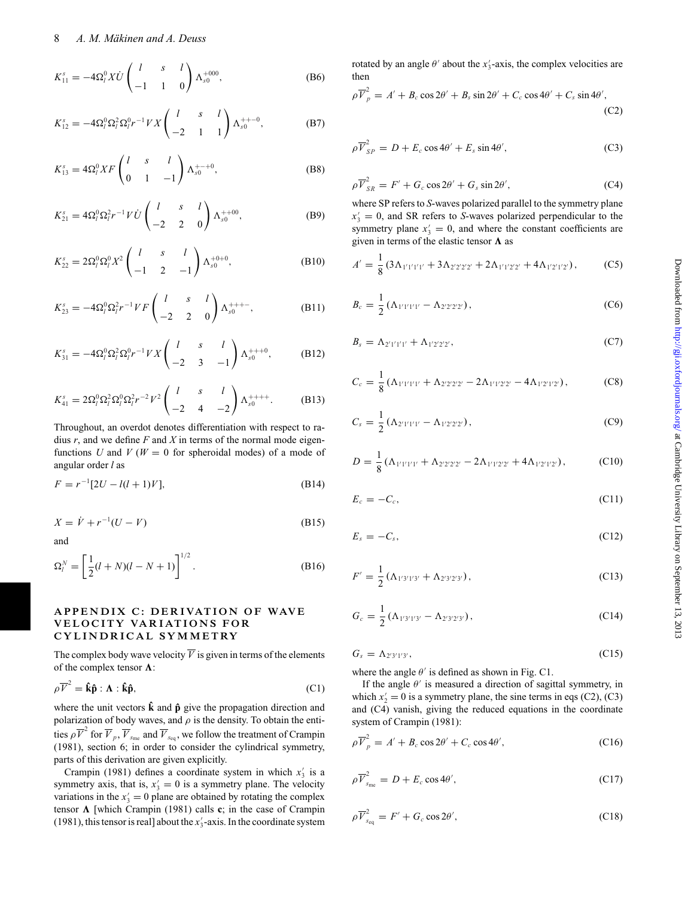$$K_{11}^s = -4\Omega_l^0 X \dot{U} \begin{pmatrix} l & s & l \\ -1 & 1 & 0 \end{pmatrix} \Lambda_{s0}^{+000}, \tag{B6}$$

$$K_{12}^s = -4\Omega_l^0 \Omega_l^2 \Omega_l^0 r^{-1} V X \begin{pmatrix} l & s & l \\ -2 & 1 & 1 \end{pmatrix} \Lambda_{s0}^{++-0}, \tag{B7}$$

$$K_{13}^s = 4\Omega_l^0 X F \begin{pmatrix} l & s & l \\ 0 & 1 & -1 \end{pmatrix} \Lambda_{s0}^{+-+0}, \tag{B8}$$

$$K_{21}^s = 4\Omega_l^0 \Omega_l^2 r^{-1} V \dot{U} \begin{pmatrix} l & s & l \\ -2 & 2 & 0 \end{pmatrix} \Lambda_{s0}^{++00}, \tag{B9}$$

$$K_{22}^s = 2\Omega_l^0 \Omega_l^0 X^2 \begin{pmatrix} l & s & l \\ -1 & 2 & -1 \end{pmatrix} \Lambda_{s0}^{+0+0}, \tag{B10}$$

$$K_{23}^s = -4\Omega_l^0 \Omega_l^2 r^{-1} V F \begin{pmatrix} l & s & l \\ -2 & 2 & 0 \end{pmatrix} \Lambda_{s0}^{+++-}, \tag{B11}$$

$$K_{31}^s = -4\Omega_l^0 \Omega_l^2 \Omega_l^0 r^{-1} V X \begin{pmatrix} l & s & l \\ -2 & 3 & -1 \end{pmatrix} \Lambda_{s0}^{+++0}, \tag{B12}$$

$$K_{41}^s = 2\Omega_l^0 \Omega_l^2 \Omega_l^0 \Omega_l^2 r^{-2} V^2 \begin{pmatrix} l & s & l \\ -2 & 4 & -2 \end{pmatrix} \Lambda_{s0}^{++++}. \tag{B13}$$

Throughout, an overdot denotes differentiation with respect to radius $r$, and we define $F$ and $X$ in terms of the normal mode eigenfunctions $U$ and $V$ ($W = 0$ for spheroidal modes) of a mode of angular order $l$ as

$$F = r^{-1}[2U - l(l+1)V], \tag{B14}$$

$$X = \dot{V} + r^{-1}(U - V) \tag{B15}$$

and

$$\Omega_l^N = \left[\frac{1}{2}(l+N)(l-N+1)\right]^{1/2}. \tag{B16}$$

## APPENDIX C: DERIVATION OF WAVE VELOCITY VARIATIONS FOR CYLINDRICAL SYMMETRY

The complex body wave velocity $\overline{V}$ is given in terms of the elements of the complex tensor $\mathbf{\Lambda}$:

$$\rho \overline{V}^2 = \hat{\mathbf{k}}\hat{\mathbf{p}} : \mathbf{\Lambda} : \hat{\mathbf{k}}\hat{\mathbf{p}}, \tag{C1}$$

where the unit vectors $\hat{\mathbf{k}}$ and $\hat{\mathbf{p}}$ give the propagation direction and polarization of body waves, and $\rho$ is the density. To obtain the entities $\rho \overline{V}^2$ for $\overline{V}_p$, $\overline{V}_{s_{\rm me}}$ and $\overline{V}_{s_{\rm eq}}$, we follow the treatment of Crampin (1981), section 6; in order to consider the cylindrical symmetry, parts of this derivation are given explicitly.

Crampin (1981) defines a coordinate system in which $x_3'$ is a symmetry axis, that is, $x_3' = 0$ is a symmetry plane. The velocity variations in the $x_3' = 0$ plane are obtained by rotating the complex tensor $\mathbf{\Lambda}$ [which Crampin (1981) calls $\mathbf{c}$; in the case of Crampin (1981), this tensor is real] about the $x_3'$-axis. In the coordinate system rotated by an angle $\theta'$ about the $x_3'$-axis, the complex velocities are then

$$\rho \overline{V}_p^2 = A' + B_c \cos 2\theta' + B_s \sin 2\theta' + C_c \cos 4\theta' + C_s \sin 4\theta', \tag{C2}$$

$$\rho \overline{V}_{SP}^2 = D + E_c \cos 4\theta' + E_s \sin 4\theta', \tag{C3}$$

$$\rho \overline{V}_{SR}^2 = F' + G_c \cos 2\theta' + G_s \sin 2\theta', \tag{C4}$$

where SP refers to $S$-waves polarized parallel to the symmetry plane $x_3' = 0$, and SR refers to $S$-waves polarized perpendicular to the symmetry plane $x_3' = 0$, and where the constant coefficients are given in terms of the elastic tensor $\mathbf{\Lambda}$ as

$$A' = \frac{1}{8}\left(3\Lambda_{1'1'1'1'} + 3\Lambda_{2'2'2'2'} + 2\Lambda_{1'1'2'2'} + 4\Lambda_{1'2'1'2'}\right), \tag{C5}$$

$$B_c = \frac{1}{2}\left(\Lambda_{1'1'1'1'} - \Lambda_{2'2'2'2'}\right), \tag{C6}$$

$$B_s = \Lambda_{2'1'1'1'} + \Lambda_{1'2'2'2'}, \tag{C7}$$

$$C_c = \frac{1}{8}\left(\Lambda_{1'1'1'1'} + \Lambda_{2'2'2'2'} - 2\Lambda_{1'1'2'2'} - 4\Lambda_{1'2'1'2'}\right), \tag{C8}$$

$$C_s = \frac{1}{2}\left(\Lambda_{2'1'1'1'} - \Lambda_{1'2'2'2'}\right), \tag{C9}$$

$$D = \frac{1}{8}\left(\Lambda_{1'1'1'1'} + \Lambda_{2'2'2'2'} - 2\Lambda_{1'1'2'2'} + 4\Lambda_{1'2'1'2'}\right), \tag{C10}$$

$$E_c = -C_c, \tag{C11}$$

$$E_s = -C_s, \tag{C12}$$

$$F' = \frac{1}{2}\left(\Lambda_{1'3'1'3'} + \Lambda_{2'3'2'3'}\right), \tag{C13}$$

$$G_c = \frac{1}{2}\left(\Lambda_{1'3'1'3'} - \Lambda_{2'3'2'3'}\right), \tag{C14}$$

$$G_s = \Lambda_{2'3'1'3'}, \tag{C15}$$

where the angle $\theta'$ is defined as shown in Fig. C1.

If the angle $\theta'$ is measured a direction of sagittal symmetry, in which $x_2' = 0$ is a symmetry plane, the sine terms in eqs (C2), (C3) and (C4) vanish, giving the reduced equations in the coordinate system of Crampin (1981):

$$\rho \overline{V}_p^2 = A' + B_c \cos 2\theta' + C_c \cos 4\theta', \tag{C16}$$

$$\rho \overline{V}_{s_{\rm me}}^2 = D + E_c \cos 4\theta', \tag{C17}$$

$$\rho \overline{V}_{s_{\rm eq}}^2 = F' + G_c \cos 2\theta', \tag{C18}$$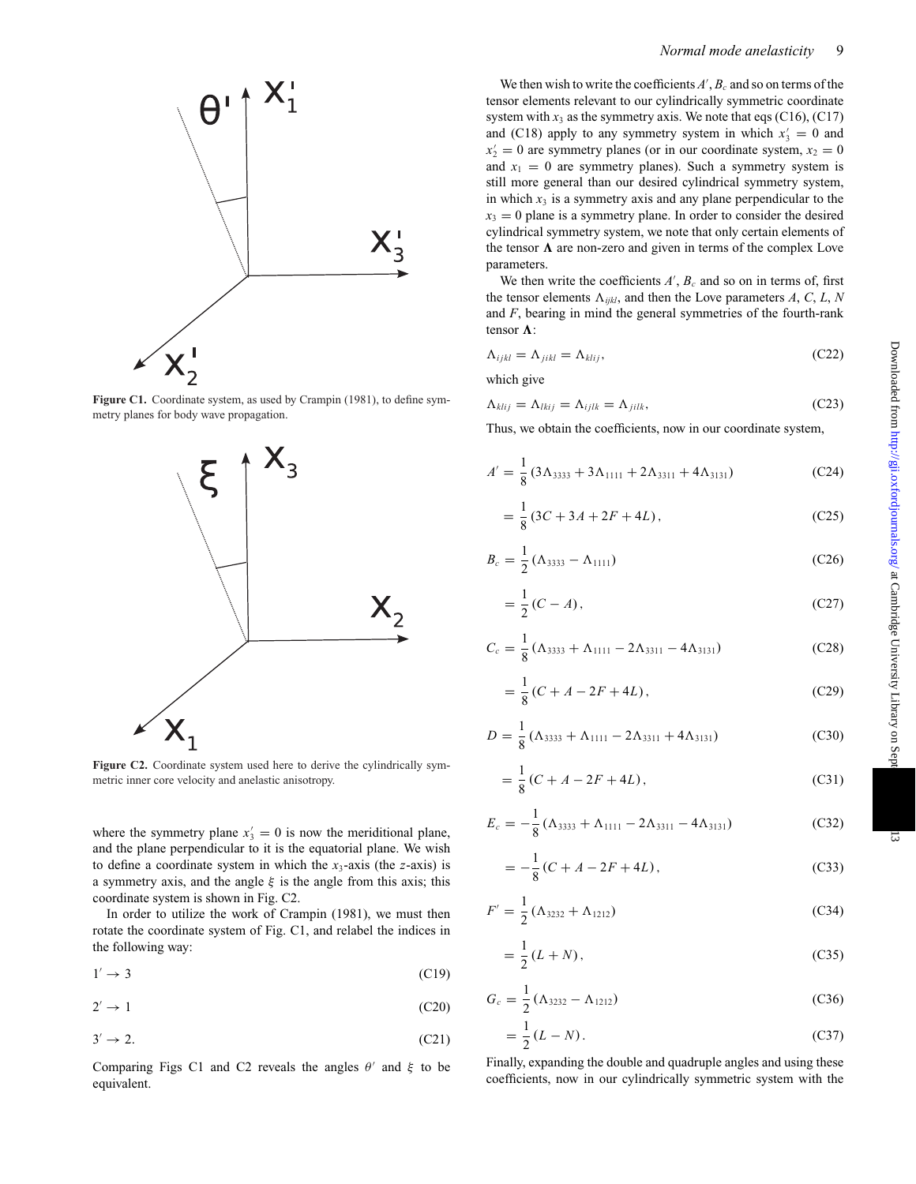Figure C1. Coordinate system, as used by Crampin (1981), to define symmetry planes for body wave propagation.

Figure C2. Coordinate system used here to derive the cylindrically symmetric inner core velocity and anelastic anisotropy.

where the symmetry plane $x_3' = 0$ is now the meriditional plane, and the plane perpendicular to it is the equatorial plane. We wish to define a coordinate system in which the $x_3$-axis (the $z$-axis) is a symmetry axis, and the angle $\xi$ is the angle from this axis; this coordinate system is shown in Fig. C2.

In order to utilize the work of Crampin (1981), we must then rotate the coordinate system of Fig. C1, and relabel the indices in the following way:

$$1' \rightarrow 3 \tag{C19}$$

$$2' \rightarrow 1 \tag{C20}$$

$$3' \rightarrow 2. \tag{C21}$$

Comparing Figs C1 and C2 reveals the angles $\theta'$ and $\xi$ to be equivalent.

We then wish to write the coefficients $A'$, $B_c$ and so on terms of the tensor elements relevant to our cylindrically symmetric coordinate system with $x_3$ as the symmetry axis. We note that eqs (C16), (C17) and (C18) apply to any symmetry system in which $x_3' = 0$ and $x_2' = 0$ are symmetry planes (or in our coordinate system, $x_2 = 0$ and $x_1 = 0$ are symmetry planes). Such a symmetry system is still more general than our desired cylindrical symmetry system, in which $x_3$ is a symmetry axis and any plane perpendicular to the $x_3 = 0$ plane is a symmetry plane. In order to consider the desired cylindrical symmetry system, we note that only certain elements of the tensor $\mathbf{\Lambda}$ are non-zero and given in terms of the complex Love parameters.

We then write the coefficients $A'$, $B_c$ and so on in terms of, first the tensor elements $\Lambda_{ijkl}$, and then the Love parameters $A$, $C$, $L$, $N$ and $F$, bearing in mind the general symmetries of the fourth-rank tensor $\mathbf{\Lambda}$:

$$\Lambda_{ijkl} = \Lambda_{jikl} = \Lambda_{klij}, \tag{C22}$$

which give

$$\Lambda_{klij} = \Lambda_{lkij} = \Lambda_{ijlk} = \Lambda_{jilk}, \tag{C23}$$

Thus, we obtain the coefficients, now in our coordinate system,

$$A' = \frac{1}{8}\left(3\Lambda_{3333} + 3\Lambda_{1111} + 2\Lambda_{3311} + 4\Lambda_{3131}\right) \tag{C24}$$

$$= \frac{1}{8}\left(3C + 3A + 2F + 4L\right), \tag{C25}$$

$$B_c = \frac{1}{2}\left(\Lambda_{3333} - \Lambda_{1111}\right) \tag{C26}$$

$$= \frac{1}{2}\left(C - A\right), \tag{C27}$$

$$C_c = \frac{1}{8}\left(\Lambda_{3333} + \Lambda_{1111} - 2\Lambda_{3311} - 4\Lambda_{3131}\right) \tag{C28}$$

$$= \frac{1}{8}\left(C + A - 2F + 4L\right), \tag{C29}$$

$$D = \frac{1}{8}\left(\Lambda_{3333} + \Lambda_{1111} - 2\Lambda_{3311} + 4\Lambda_{3131}\right) \tag{C30}$$

$$= \frac{1}{8}\left(C + A - 2F + 4L\right), \tag{C31}$$

$$E_c = -\frac{1}{8}\left(\Lambda_{3333} + \Lambda_{1111} - 2\Lambda_{3311} - 4\Lambda_{3131}\right) \tag{C32}$$

$$= -\frac{1}{8}\left(C + A - 2F + 4L\right), \tag{C33}$$

$$F' = \frac{1}{2}\left(\Lambda_{3232} + \Lambda_{1212}\right) \tag{C34}$$

$$= \frac{1}{2}\left(L + N\right), \tag{C35}$$

$$G_c = \frac{1}{2}\left(\Lambda_{3232} - \Lambda_{1212}\right) \tag{C36}$$

$$= \frac{1}{2}\left(L - N\right). \tag{C37}$$

Finally, expanding the double and quadruple angles and using these coefficients, now in our cylindrically symmetric system with the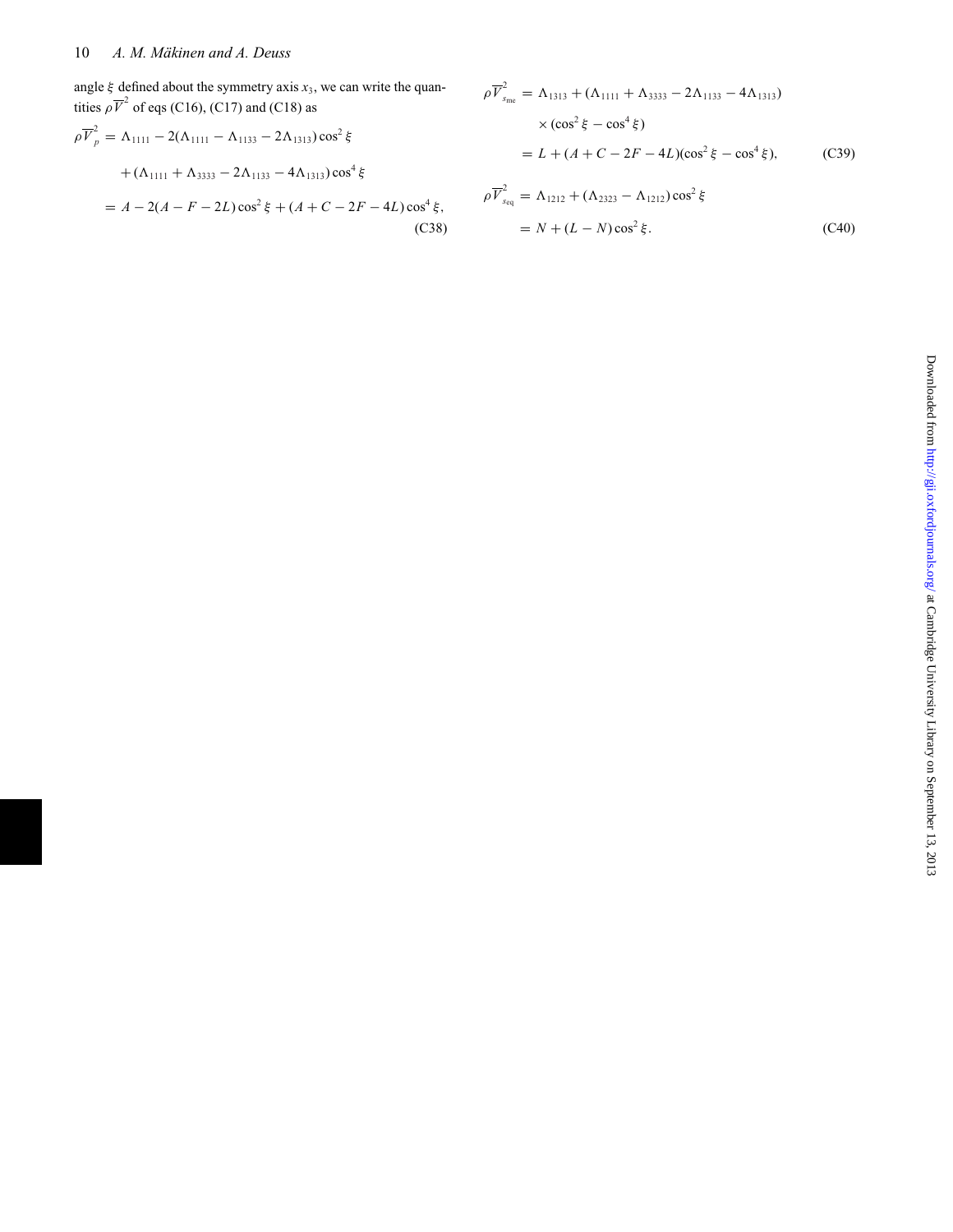angle $\xi$ defined about the symmetry axis $x_3$, we can write the quantities $\rho\overline{V}^2$ of eqs (C16), (C17) and (C18) as

$$
\begin{aligned}
\rho\overline{V}_p^2 &= \Lambda_{1111} - 2(\Lambda_{1111} - \Lambda_{1133} - 2\Lambda_{1313})\cos^2\xi \\
&\quad + (\Lambda_{1111} + \Lambda_{3333} - 2\Lambda_{1133} - 4\Lambda_{1313})\cos^4\xi \\
&= A - 2(A - F - 2L)\cos^2\xi + (A + C - 2F - 4L)\cos^4\xi,
\end{aligned} \tag{C38}
$$

$$
\begin{aligned}
\rho\overline{V}_{s_{\mathrm{me}}}^2 &= \Lambda_{1313} + (\Lambda_{1111} + \Lambda_{3333} - 2\Lambda_{1133} - 4\Lambda_{1313}) \\
&\quad \times (\cos^2\xi - \cos^4\xi) \\
&= L + (A + C - 2F - 4L)(\cos^2\xi - \cos^4\xi),
\end{aligned} \tag{C39}
$$

$$
\begin{aligned}
\rho\overline{V}_{s_{\mathrm{eq}}}^2 &= \Lambda_{1212} + (\Lambda_{2323} - \Lambda_{1212})\cos^2\xi \\
&= N + (L - N)\cos^2\xi.
\end{aligned} \tag{C40}
$$